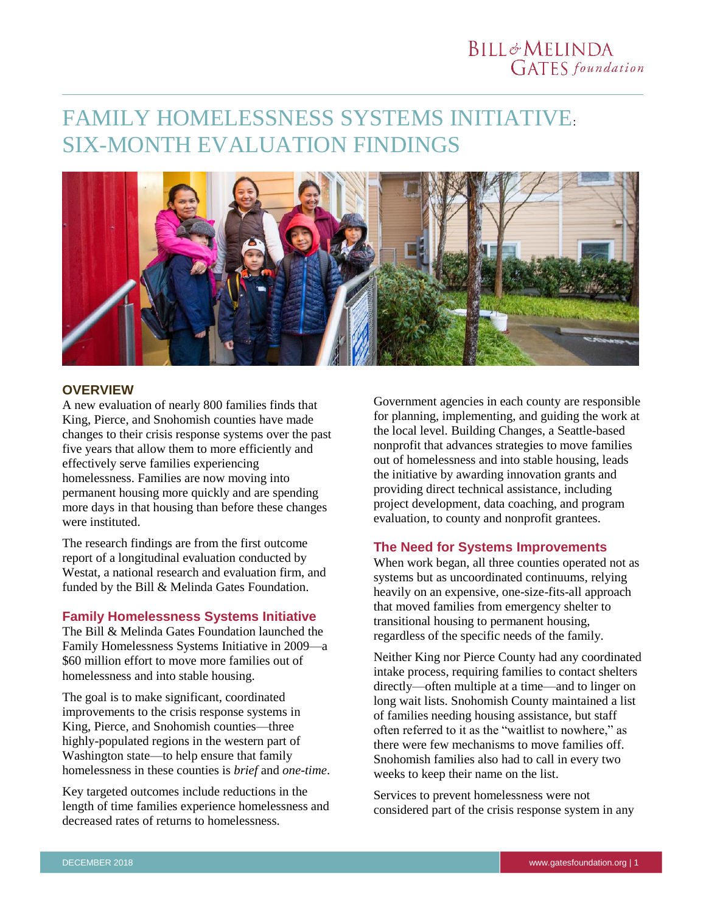# FAMILY HOMELESSNESS SYSTEMS INITIATIVE: SIX-MONTH EVALUATION FINDINGS

## OVERVIEW

A new evaluation of nearly 800 families finds that King, Pierce, and Snohomish counties have made changes to their crisis response systems over the past five years that allow them to more efficiently and effectively serve families experiencing homelessness. Families are now moving into permanent housing more quickly and are spending more days in that housing than before these changes were instituted.

The research findings are from the first outcome report of a longitudinal evaluation conducted by Westat, a national research and evaluation firm, and funded by the Bill & Melinda Gates Foundation.

### Family Homelessness Systems Initiative

The Bill & Melinda Gates Foundation launched the Family Homelessness Systems Initiative in 2009—a $60 million effort to move more families out of homelessness and into stable housing.

The goal is to make significant, coordinated improvements to the crisis response systems in King, Pierce, and Snohomish counties—three highly-populated regions in the western part of Washington state—to help ensure that family homelessness in these counties is *brief* and *one-time*.

Key targeted outcomes include reductions in the length of time families experience homelessness and decreased rates of returns to homelessness.

Government agencies in each county are responsible for planning, implementing, and guiding the work at the local level. Building Changes, a Seattle-based nonprofit that advances strategies to move families out of homelessness and into stable housing, leads the initiative by awarding innovation grants and providing direct technical assistance, including project development, data coaching, and program evaluation, to county and nonprofit grantees.

### The Need for Systems Improvements

When work began, all three counties operated not as systems but as uncoordinated continuums, relying heavily on an expensive, one-size-fits-all approach that moved families from emergency shelter to transitional housing to permanent housing, regardless of the specific needs of the family.

Neither King nor Pierce County had any coordinated intake process, requiring families to contact shelters directly—often multiple at a time—and to linger on long wait lists. Snohomish County maintained a list of families needing housing assistance, but staff often referred to it as the "waitlist to nowhere," as there were few mechanisms to move families off. Snohomish families also had to call in every two weeks to keep their name on the list.

Services to prevent homelessness were not considered part of the crisis response system in any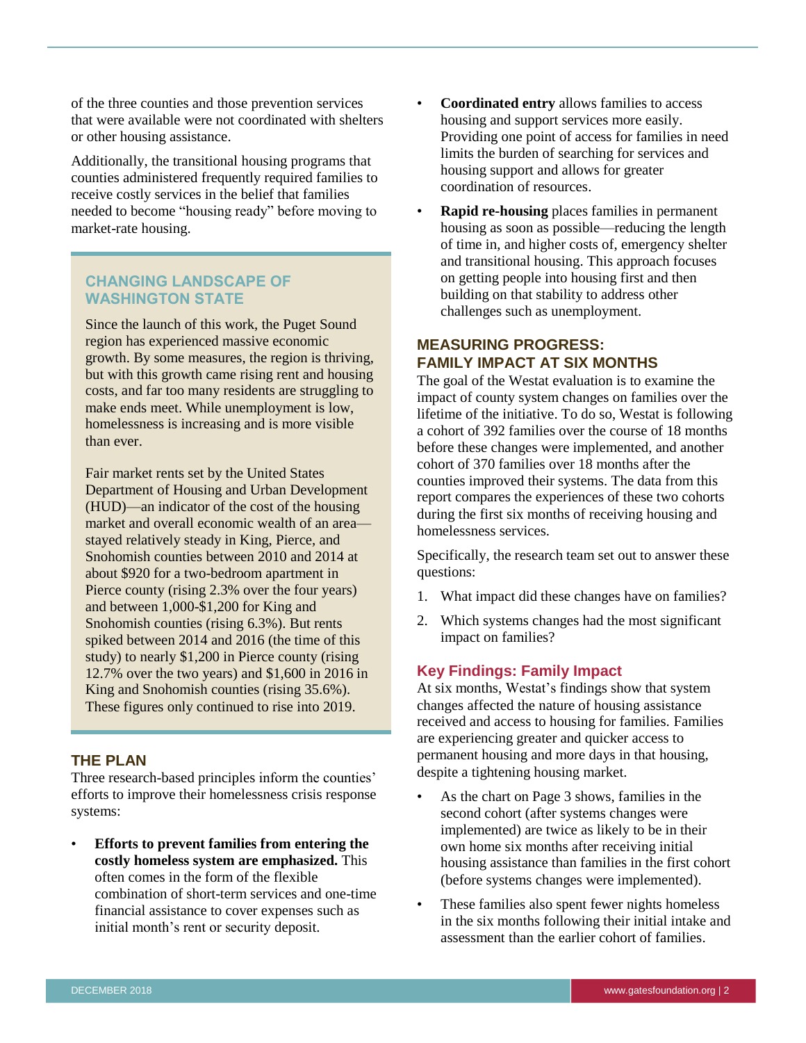of the three counties and those prevention services that were available were not coordinated with shelters or other housing assistance.

Additionally, the transitional housing programs that counties administered frequently required families to receive costly services in the belief that families needed to become "housing ready" before moving to market-rate housing.

### CHANGING LANDSCAPE OF WASHINGTON STATE

Since the launch of this work, the Puget Sound region has experienced massive economic growth. By some measures, the region is thriving, but with this growth came rising rent and housing costs, and far too many residents are struggling to make ends meet. While unemployment is low, homelessness is increasing and is more visible than ever.

Fair market rents set by the United States Department of Housing and Urban Development (HUD)—an indicator of the cost of the housing market and overall economic wealth of an area—stayed relatively steady in King, Pierce, and Snohomish counties between 2010 and 2014 at about $920 for a two-bedroom apartment in Pierce county (rising 2.3% over the four years) and between 1,000-$1,200 for King and Snohomish counties (rising 6.3%). But rents spiked between 2014 and 2016 (the time of this study) to nearly $1,200 in Pierce county (rising 12.7% over the two years) and $1,600 in 2016 in King and Snohomish counties (rising 35.6%). These figures only continued to rise into 2019.

## THE PLAN

Three research-based principles inform the counties' efforts to improve their homelessness crisis response systems:

- **Efforts to prevent families from entering the costly homeless system are emphasized.** This often comes in the form of the flexible combination of short-term services and one-time financial assistance to cover expenses such as initial month's rent or security deposit.
- **Coordinated entry** allows families to access housing and support services more easily. Providing one point of access for families in need limits the burden of searching for services and housing support and allows for greater coordination of resources.
- **Rapid re-housing** places families in permanent housing as soon as possible—reducing the length of time in, and higher costs of, emergency shelter and transitional housing. This approach focuses on getting people into housing first and then building on that stability to address other challenges such as unemployment.

## MEASURING PROGRESS: FAMILY IMPACT AT SIX MONTHS

The goal of the Westat evaluation is to examine the impact of county system changes on families over the lifetime of the initiative. To do so, Westat is following a cohort of 392 families over the course of 18 months before these changes were implemented, and another cohort of 370 families over 18 months after the counties improved their systems. The data from this report compares the experiences of these two cohorts during the first six months of receiving housing and homelessness services.

Specifically, the research team set out to answer these questions:

1. What impact did these changes have on families?
2. Which systems changes had the most significant impact on families?

### Key Findings: Family Impact

At six months, Westat's findings show that system changes affected the nature of housing assistance received and access to housing for families. Families are experiencing greater and quicker access to permanent housing and more days in that housing, despite a tightening housing market.

- As the chart on Page 3 shows, families in the second cohort (after systems changes were implemented) are twice as likely to be in their own home six months after receiving initial housing assistance than families in the first cohort (before systems changes were implemented).
- These families also spent fewer nights homeless in the six months following their initial intake and assessment than the earlier cohort of families.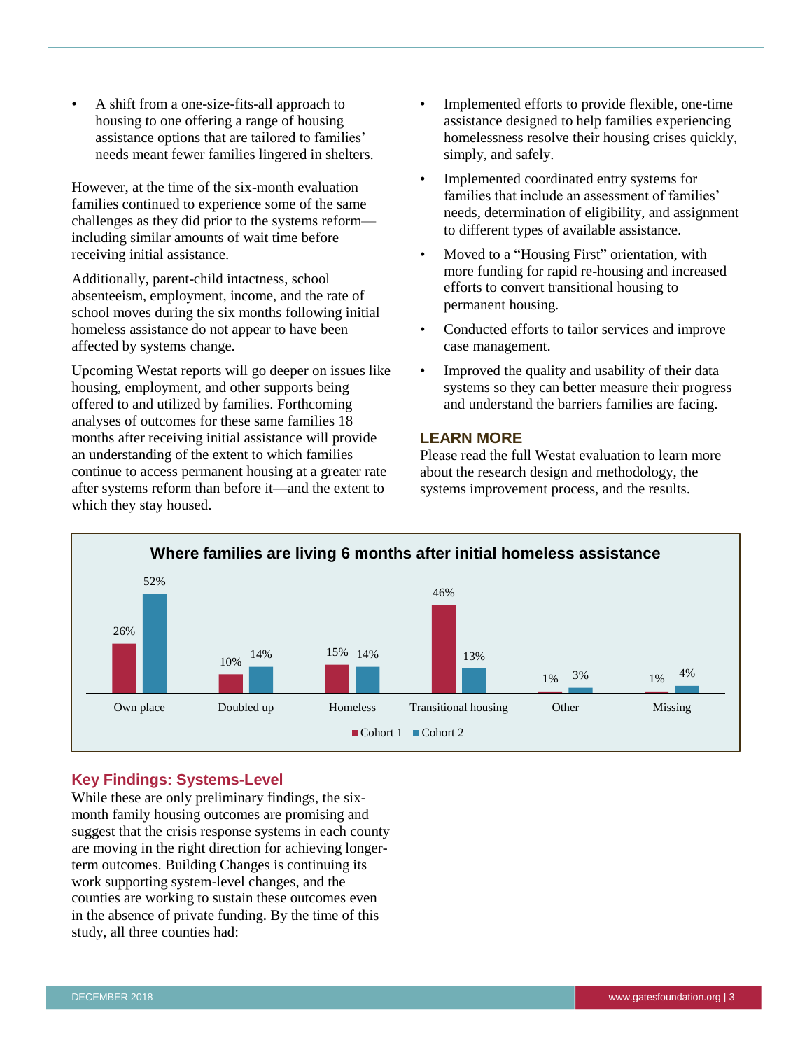- A shift from a one-size-fits-all approach to housing to one offering a range of housing assistance options that are tailored to families' needs meant fewer families lingered in shelters.

However, at the time of the six-month evaluation families continued to experience some of the same challenges as they did prior to the systems reform—including similar amounts of wait time before receiving initial assistance.

Additionally, parent-child intactness, school absenteeism, employment, income, and the rate of school moves during the six months following initial homeless assistance do not appear to have been affected by systems change.

Upcoming Westat reports will go deeper on issues like housing, employment, and other supports being offered to and utilized by families. Forthcoming analyses of outcomes for these same families 18 months after receiving initial assistance will provide an understanding of the extent to which families continue to access permanent housing at a greater rate after systems reform than before it—and the extent to which they stay housed.

**Where families are living 6 months after initial homeless assistance**

Own place: 26% 52%

Doubled up: 10% 14%

Homeless: 15% 14%

Transitional housing: 46% 13%

Other: 1% 3%

Missing: 1% 4%

Cohort 1 Cohort 2

## Key Findings: Systems-Level

While these are only preliminary findings, the six-month family housing outcomes are promising and suggest that the crisis response systems in each county are moving in the right direction for achieving longer-term outcomes. Building Changes is continuing its work supporting system-level changes, and the counties are working to sustain these outcomes even in the absence of private funding. By the time of this study, all three counties had:

- Implemented efforts to provide flexible, one-time assistance designed to help families experiencing homelessness resolve their housing crises quickly, simply, and safely.
- Implemented coordinated entry systems for families that include an assessment of families' needs, determination of eligibility, and assignment to different types of available assistance.
- Moved to a "Housing First" orientation, with more funding for rapid re-housing and increased efforts to convert transitional housing to permanent housing.
- Conducted efforts to tailor services and improve case management.
- Improved the quality and usability of their data systems so they can better measure their progress and understand the barriers families are facing.

## LEARN MORE

Please read the full Westat evaluation to learn more about the research design and methodology, the systems improvement process, and the results.